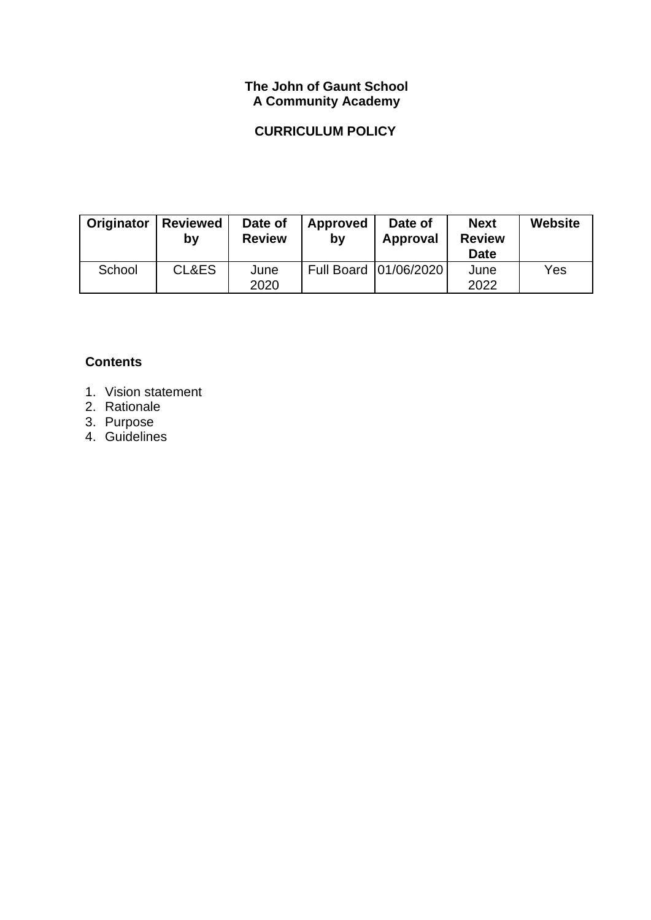**The John of Gaunt School**
**A Community Academy**

# CURRICULUM POLICY

| Originator | Reviewed by | Date of Review | Approved by | Date of Approval | Next Review Date | Website |
|---|---|---|---|---|---|---|
| School | CL&ES | June 2020 | Full Board | 01/06/2020 | June 2022 | Yes |

## Contents

1. Vision statement
2. Rationale
3. Purpose
4. Guidelines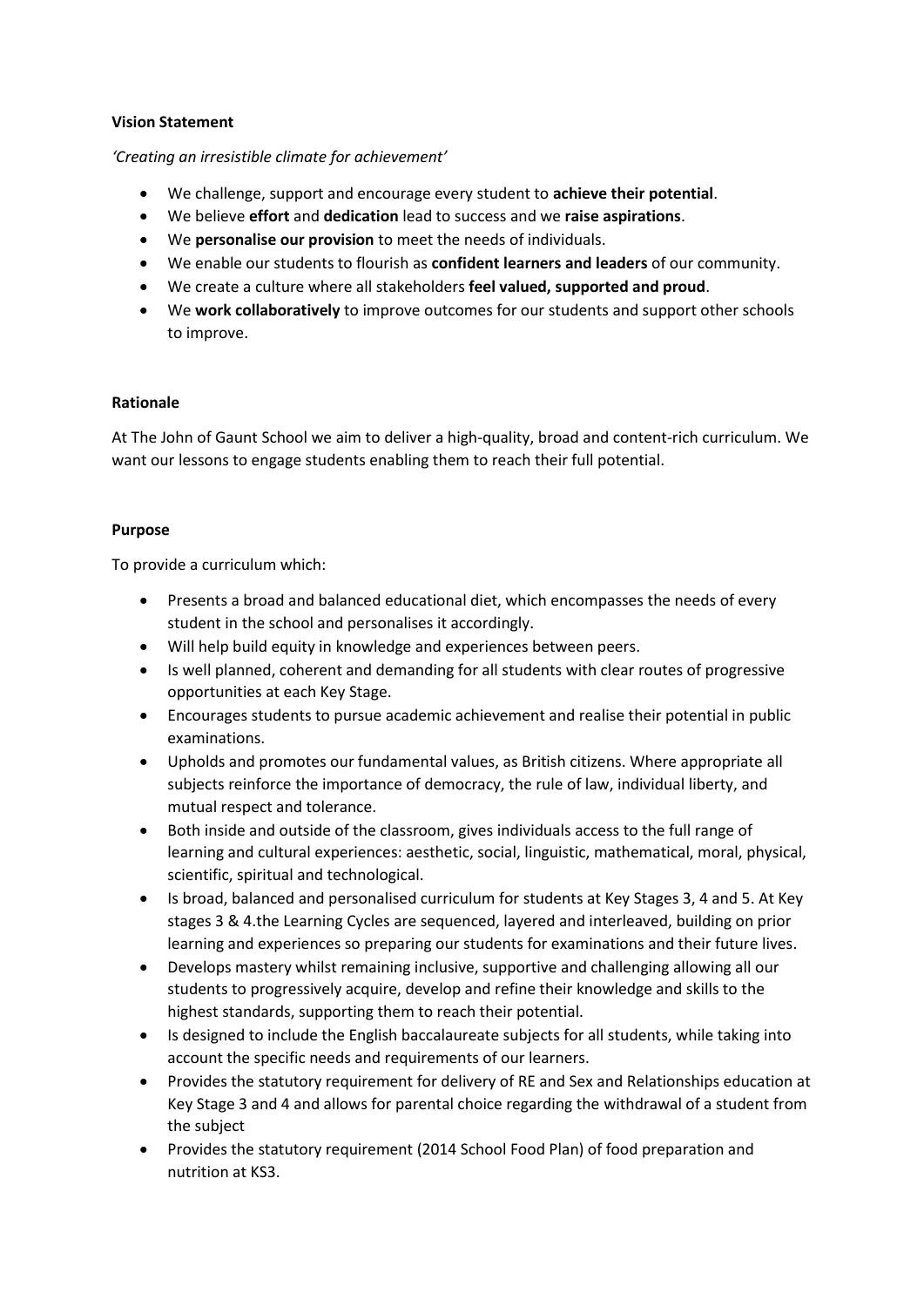**Vision Statement**

*'Creating an irresistible climate for achievement'*

- We challenge, support and encourage every student to **achieve their potential**.
- We believe **effort** and **dedication** lead to success and we **raise aspirations**.
- We **personalise our provision** to meet the needs of individuals.
- We enable our students to flourish as **confident learners and leaders** of our community.
- We create a culture where all stakeholders **feel valued, supported and proud**.
- We **work collaboratively** to improve outcomes for our students and support other schools to improve.

**Rationale**

At The John of Gaunt School we aim to deliver a high-quality, broad and content-rich curriculum. We want our lessons to engage students enabling them to reach their full potential.

**Purpose**

To provide a curriculum which:

- Presents a broad and balanced educational diet, which encompasses the needs of every student in the school and personalises it accordingly.
- Will help build equity in knowledge and experiences between peers.
- Is well planned, coherent and demanding for all students with clear routes of progressive opportunities at each Key Stage.
- Encourages students to pursue academic achievement and realise their potential in public examinations.
- Upholds and promotes our fundamental values, as British citizens. Where appropriate all subjects reinforce the importance of democracy, the rule of law, individual liberty, and mutual respect and tolerance.
- Both inside and outside of the classroom, gives individuals access to the full range of learning and cultural experiences: aesthetic, social, linguistic, mathematical, moral, physical, scientific, spiritual and technological.
- Is broad, balanced and personalised curriculum for students at Key Stages 3, 4 and 5. At Key stages 3 & 4.the Learning Cycles are sequenced, layered and interleaved, building on prior learning and experiences so preparing our students for examinations and their future lives.
- Develops mastery whilst remaining inclusive, supportive and challenging allowing all our students to progressively acquire, develop and refine their knowledge and skills to the highest standards, supporting them to reach their potential.
- Is designed to include the English baccalaureate subjects for all students, while taking into account the specific needs and requirements of our learners.
- Provides the statutory requirement for delivery of RE and Sex and Relationships education at Key Stage 3 and 4 and allows for parental choice regarding the withdrawal of a student from the subject
- Provides the statutory requirement (2014 School Food Plan) of food preparation and nutrition at KS3.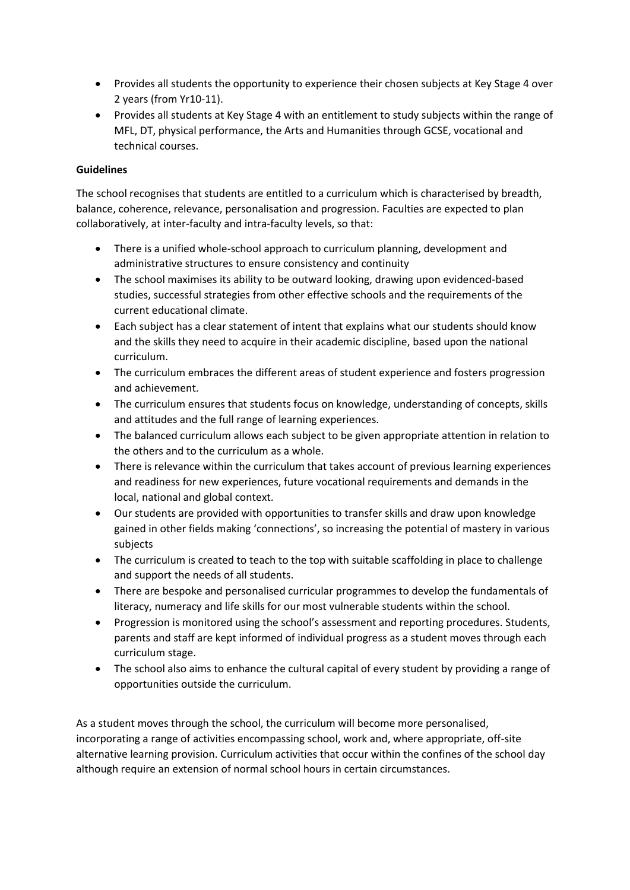- Provides all students the opportunity to experience their chosen subjects at Key Stage 4 over 2 years (from Yr10-11).
- Provides all students at Key Stage 4 with an entitlement to study subjects within the range of MFL, DT, physical performance, the Arts and Humanities through GCSE, vocational and technical courses.

**Guidelines**

The school recognises that students are entitled to a curriculum which is characterised by breadth, balance, coherence, relevance, personalisation and progression. Faculties are expected to plan collaboratively, at inter-faculty and intra-faculty levels, so that:

- There is a unified whole-school approach to curriculum planning, development and administrative structures to ensure consistency and continuity
- The school maximises its ability to be outward looking, drawing upon evidenced-based studies, successful strategies from other effective schools and the requirements of the current educational climate.
- Each subject has a clear statement of intent that explains what our students should know and the skills they need to acquire in their academic discipline, based upon the national curriculum.
- The curriculum embraces the different areas of student experience and fosters progression and achievement.
- The curriculum ensures that students focus on knowledge, understanding of concepts, skills and attitudes and the full range of learning experiences.
- The balanced curriculum allows each subject to be given appropriate attention in relation to the others and to the curriculum as a whole.
- There is relevance within the curriculum that takes account of previous learning experiences and readiness for new experiences, future vocational requirements and demands in the local, national and global context.
- Our students are provided with opportunities to transfer skills and draw upon knowledge gained in other fields making 'connections', so increasing the potential of mastery in various subjects
- The curriculum is created to teach to the top with suitable scaffolding in place to challenge and support the needs of all students.
- There are bespoke and personalised curricular programmes to develop the fundamentals of literacy, numeracy and life skills for our most vulnerable students within the school.
- Progression is monitored using the school's assessment and reporting procedures. Students, parents and staff are kept informed of individual progress as a student moves through each curriculum stage.
- The school also aims to enhance the cultural capital of every student by providing a range of opportunities outside the curriculum.

As a student moves through the school, the curriculum will become more personalised, incorporating a range of activities encompassing school, work and, where appropriate, off-site alternative learning provision. Curriculum activities that occur within the confines of the school day although require an extension of normal school hours in certain circumstances.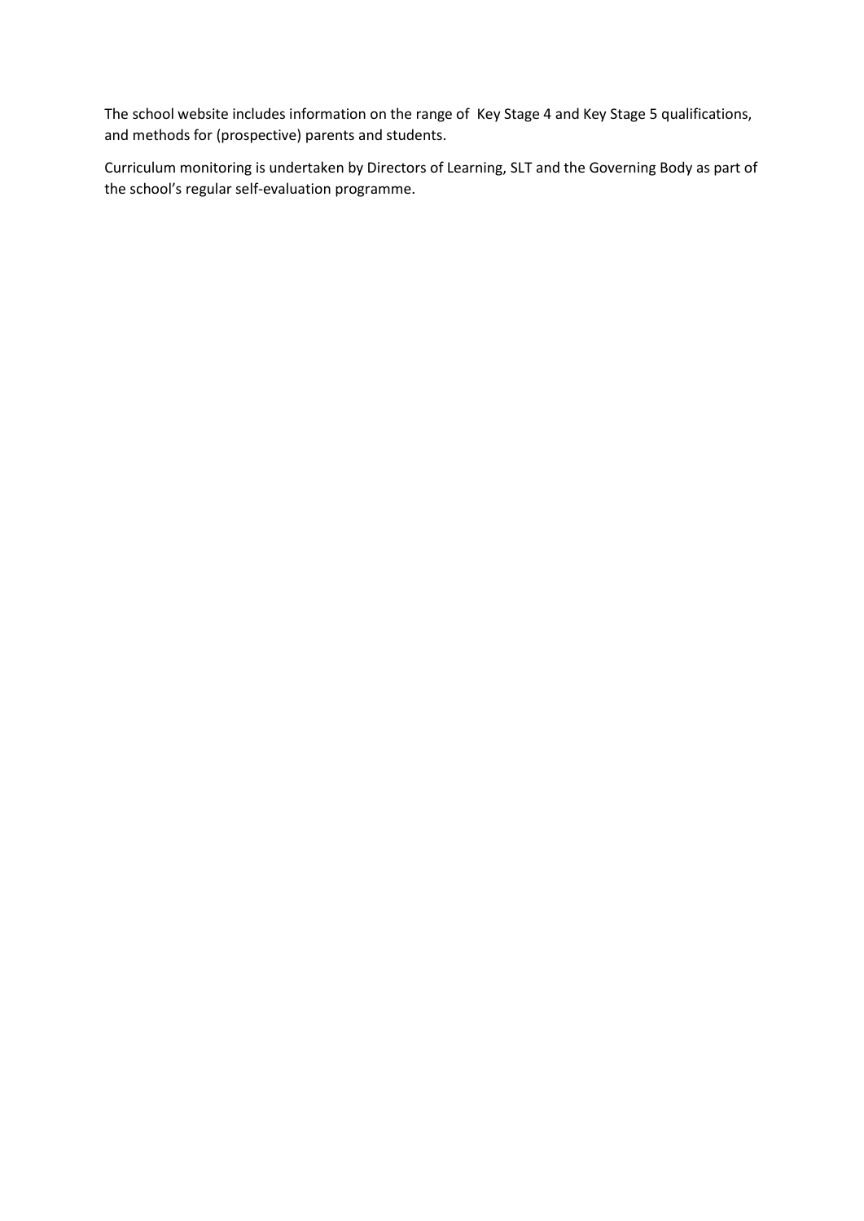The school website includes information on the range of Key Stage 4 and Key Stage 5 qualifications, and methods for (prospective) parents and students.

Curriculum monitoring is undertaken by Directors of Learning, SLT and the Governing Body as part of the school's regular self-evaluation programme.